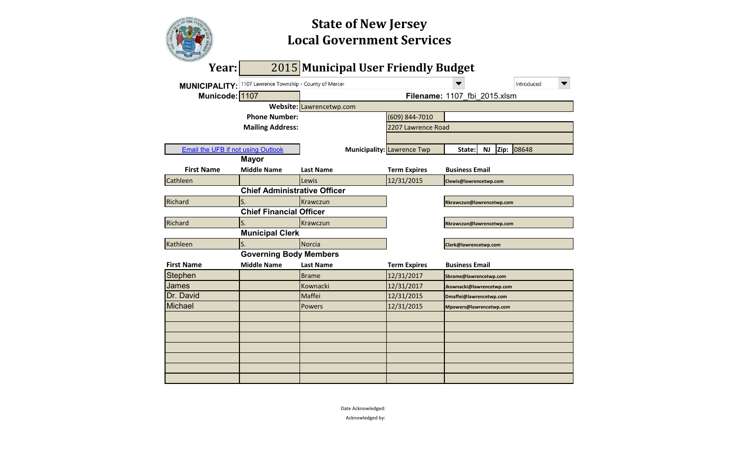# State of New Jersey
# Local Government Services

**Year:** 2015 **Municipal User Friendly Budget**

**MUNICIPALITY:** 1107 Lawrence Township - County of Mercer    Introduced

**Municode:** 1107    **Filename:** 1107_fbi_2015.xlsm

**Website:** Lawrencetwp.com

**Phone Number:** (609) 844-7010

**Mailing Address:** 2207 Lawrence Road

Email the UFB if not using Outlook

**Municipality:** Lawrence Twp **State:** NJ **Zip:** 08648

### Mayor

| First Name | Middle Name | Last Name | Term Expires | Business Email |
|---|---|---|---|---|
| Cathleen | | Lewis | 12/31/2015 | Clewis@lawrencetwp.com |

### Chief Administrative Officer

| First Name | Middle Name | Last Name | Term Expires | Business Email |
|---|---|---|---|---|
| Richard | S. | Krawczun | | Rkrawczun@lawrencetwp.com |

### Chief Financial Officer

| First Name | Middle Name | Last Name | Term Expires | Business Email |
|---|---|---|---|---|
| Richard | S. | Krawczun | | Rkrawczun@lawrencetwp.com |

### Municipal Clerk

| First Name | Middle Name | Last Name | Term Expires | Business Email |
|---|---|---|---|---|
| Kathleen | S. | Norcia | | Clerk@lawrencetwp.com |

### Governing Body Members

| First Name | Middle Name | Last Name | Term Expires | Business Email |
|---|---|---|---|---|
| Stephen | | Brame | 12/31/2017 | Sbrame@lawrencetwp.com |
| James | | Kownacki | 12/31/2017 | Jkownacki@lawrencetwp.com |
| Dr. David | | Maffei | 12/31/2015 | Dmaffei@lawrencetwp.com |
| Michael | | Powers | 12/31/2015 | Mpowers@lawrencetwp.com |
| | | | | |
| | | | | |
| | | | | |
| | | | | |
| | | | | |
| | | | | |
| | | | | |

Date Acknowledged:

Acknowledged by: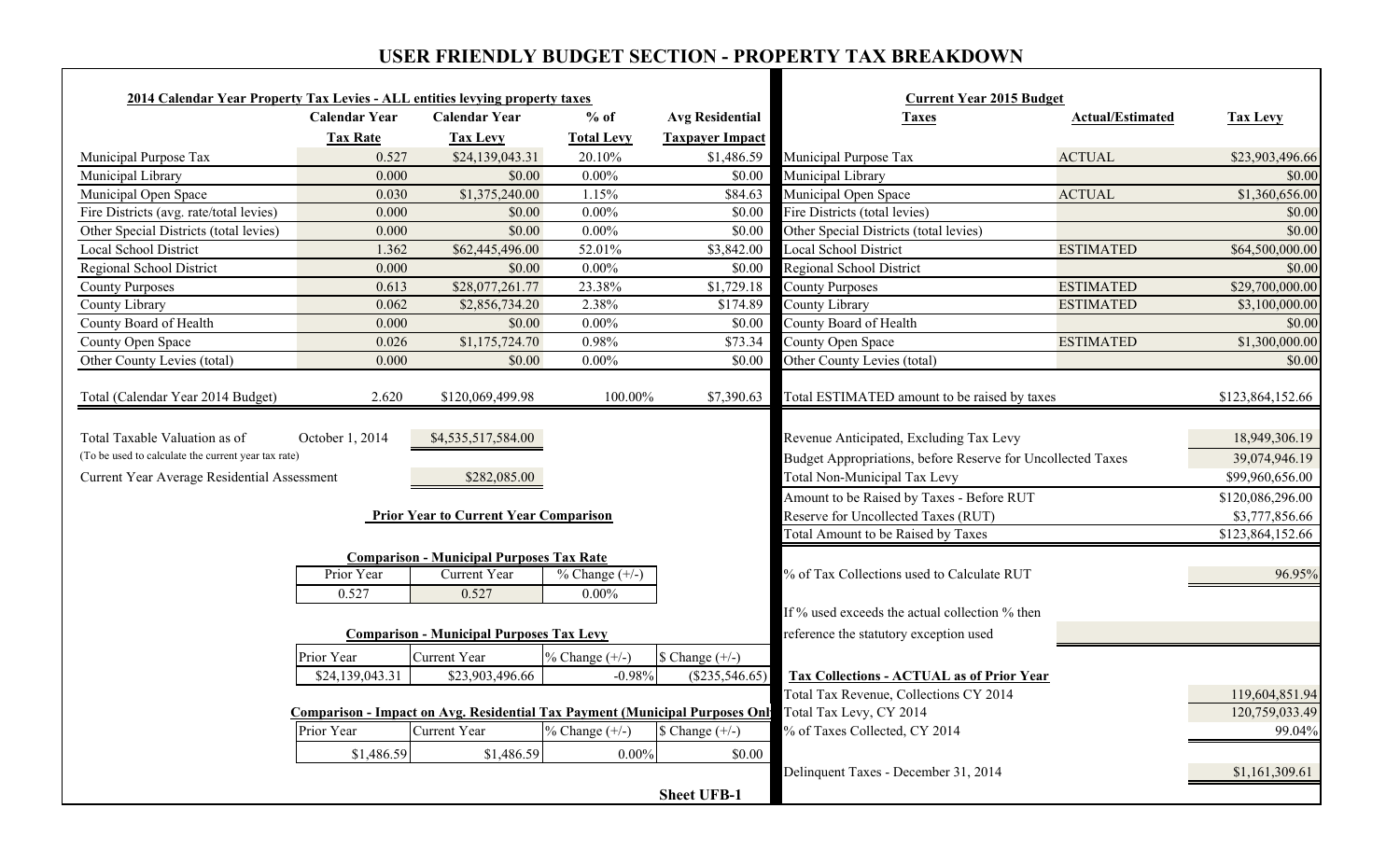# USER FRIENDLY BUDGET SECTION - PROPERTY TAX BREAKDOWN

**2014 Calendar Year Property Tax Levies - ALL entities levying property taxes**

| | Calendar Year Tax Rate | Calendar Year Tax Levy | % of Total Levy | Avg Residential Taxpayer Impact |
|---|---|---|---|---|
| Municipal Purpose Tax | 0.527 | $24,139,043.31 | 20.10% | $1,486.59 |
| Municipal Library | 0.000 | $0.00 | 0.00% | $0.00 |
| Municipal Open Space | 0.030 | $1,375,240.00 | 1.15% | $84.63 |
| Fire Districts (avg. rate/total levies) | 0.000 | $0.00 | 0.00% | $0.00 |
| Other Special Districts (total levies) | 0.000 | $0.00 | 0.00% | $0.00 |
| Local School District | 1.362 | $62,445,496.00 | 52.01% | $3,842.00 |
| Regional School District | 0.000 | $0.00 | 0.00% | $0.00 |
| County Purposes | 0.613 | $28,077,261.77 | 23.38% | $1,729.18 |
| County Library | 0.062 | $2,856,734.20 | 2.38% | $174.89 |
| County Board of Health | 0.000 | $0.00 | 0.00% | $0.00 |
| County Open Space | 0.026 | $1,175,724.70 | 0.98% | $73.34 |
| Other County Levies (total) | 0.000 | $0.00 | 0.00% | $0.00 |
| Total (Calendar Year 2014 Budget) | 2.620 | $120,069,499.98 | 100.00% | $7,390.63 |

| | | |
|---|---|---|
| Total Taxable Valuation as of (To be used to calculate the current year tax rate) | October 1, 2014 | $4,535,517,584.00 |
| Current Year Average Residential Assessment | | $282,085.00 |

**Prior Year to Current Year Comparison**

**Comparison - Municipal Purposes Tax Rate**

| Prior Year | Current Year | % Change (+/-) |
|---|---|---|
| 0.527 | 0.527 | 0.00% |

**Comparison - Municipal Purposes Tax Levy**

| Prior Year | Current Year | % Change (+/-) | $ Change (+/-) |
|---|---|---|---|
| $24,139,043.31 | $23,903,496.66 | -0.98% | ($235,546.65) |

**Comparison - Impact on Avg. Residential Tax Payment (Municipal Purposes Onl**

| Prior Year | Current Year | % Change (+/-) | $ Change (+/-) |
|---|---|---|---|
| $1,486.59 | $1,486.59 | 0.00% | $0.00 |

**Current Year 2015 Budget**

| Taxes | Actual/Estimated | Tax Levy |
|---|---|---|
| Municipal Purpose Tax | ACTUAL | $23,903,496.66 |
| Municipal Library | | $0.00 |
| Municipal Open Space | ACTUAL | $1,360,656.00 |
| Fire Districts (total levies) | | $0.00 |
| Other Special Districts (total levies) | | $0.00 |
| Local School District | ESTIMATED | $64,500,000.00 |
| Regional School District | | $0.00 |
| County Purposes | ESTIMATED | $29,700,000.00 |
| County Library | ESTIMATED | $3,100,000.00 |
| County Board of Health | | $0.00 |
| County Open Space | ESTIMATED | $1,300,000.00 |
| Other County Levies (total) | | $0.00 |
| Total ESTIMATED amount to be raised by taxes | | $123,864,152.66 |

| | |
|---|---|
| Revenue Anticipated, Excluding Tax Levy | 18,949,306.19 |
| Budget Appropriations, before Reserve for Uncollected Taxes | 39,074,946.19 |
| Total Non-Municipal Tax Levy | $99,960,656.00 |
| Amount to be Raised by Taxes - Before RUT | $120,086,296.00 |
| Reserve for Uncollected Taxes (RUT) | $3,777,856.66 |
| Total Amount to be Raised by Taxes | $123,864,152.66 |
| % of Tax Collections used to Calculate RUT | 96.95% |
| If % used exceeds the actual collection % then reference the statutory exception used | |

**Tax Collections - ACTUAL as of Prior Year**

| | |
|---|---|
| Total Tax Revenue, Collections CY 2014 | 119,604,851.94 |
| Total Tax Levy, CY 2014 | 120,759,033.49 |
| % of Taxes Collected, CY 2014 | 99.04% |
| Delinquent Taxes - December 31, 2014 | $1,161,309.61 |

Sheet UFB-1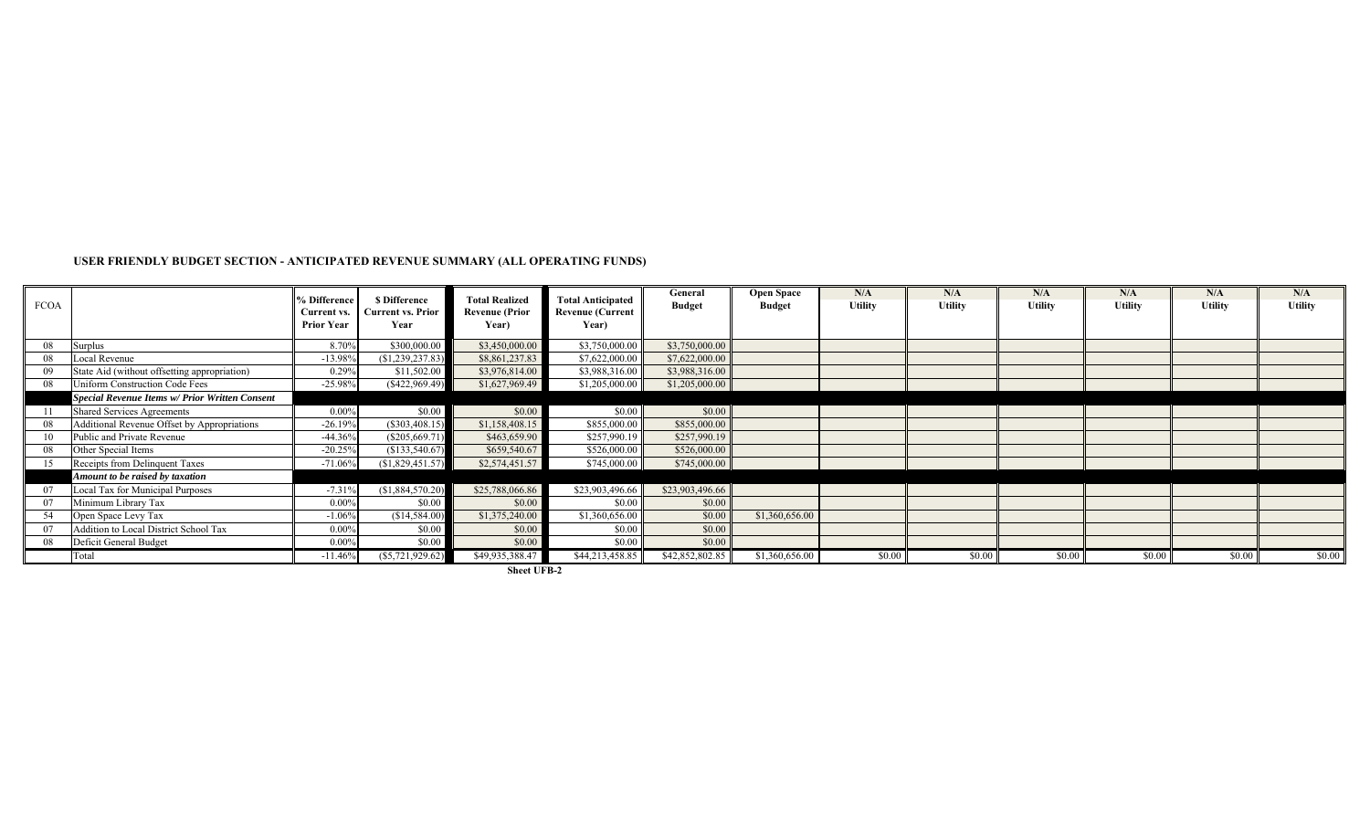### USER FRIENDLY BUDGET SECTION - ANTICIPATED REVENUE SUMMARY (ALL OPERATING FUNDS)

| FCOA | | % Difference Current vs. Prior Year | $ Difference Current vs. Prior Year | Total Realized Revenue (Prior Year) | Total Anticipated Revenue (Current Year) | General Budget | Open Space Budget | N/A Utility | N/A Utility | N/A Utility | N/A Utility | N/A Utility | N/A Utility |
|---|---|---|---|---|---|---|---|---|---|---|---|---|---|
| 08 | Surplus | 8.70% | $300,000.00 | $3,450,000.00 | $3,750,000.00 | $3,750,000.00 | | | | | | | |
| 08 | Local Revenue | -13.98% | ($1,239,237.83) | $8,861,237.83 | $7,622,000.00 | $7,622,000.00 | | | | | | | |
| 09 | State Aid (without offsetting appropriation) | 0.29% | $11,502.00 | $3,976,814.00 | $3,988,316.00 | $3,988,316.00 | | | | | | | |
| 08 | Uniform Construction Code Fees | -25.98% | ($422,969.49) | $1,627,969.49 | $1,205,000.00 | $1,205,000.00 | | | | | | | |
| | ***Special Revenue Items w/ Prior Written Consent*** | | | | | | | | | | | | |
| 11 | Shared Services Agreements | 0.00% | $0.00 | $0.00 | $0.00 | $0.00 | | | | | | | |
| 08 | Additional Revenue Offset by Appropriations | -26.19% | ($303,408.15) | $1,158,408.15 | $855,000.00 | $855,000.00 | | | | | | | |
| 10 | Public and Private Revenue | -44.36% | ($205,669.71) | $463,659.90 | $257,990.19 | $257,990.19 | | | | | | | |
| 08 | Other Special Items | -20.25% | ($133,540.67) | $659,540.67 | $526,000.00 | $526,000.00 | | | | | | | |
| 15 | Receipts from Delinquent Taxes | -71.06% | ($1,829,451.57) | $2,574,451.57 | $745,000.00 | $745,000.00 | | | | | | | |
| | ***Amount to be raised by taxation*** | | | | | | | | | | | | |
| 07 | Local Tax for Municipal Purposes | -7.31% | ($1,884,570.20) | $25,788,066.86 | $23,903,496.66 | $23,903,496.66 | | | | | | | |
| 07 | Minimum Library Tax | 0.00% | $0.00 | $0.00 | $0.00 | $0.00 | | | | | | | |
| 54 | Open Space Levy Tax | -1.06% | ($14,584.00) | $1,375,240.00 | $1,360,656.00 | $0.00 | $1,360,656.00 | | | | | | |
| 07 | Addition to Local District School Tax | 0.00% | $0.00 | $0.00 | $0.00 | $0.00 | | | | | | | |
| 08 | Deficit General Budget | 0.00% | $0.00 | $0.00 | $0.00 | $0.00 | | | | | | | |
| | Total | -11.46% | ($5,721,929.62) | $49,935,388.47 | $44,213,458.85 | $42,852,802.85 | $1,360,656.00 | $0.00 | $0.00 | $0.00 | $0.00 | $0.00 | $0.00 |

**Sheet UFB-2**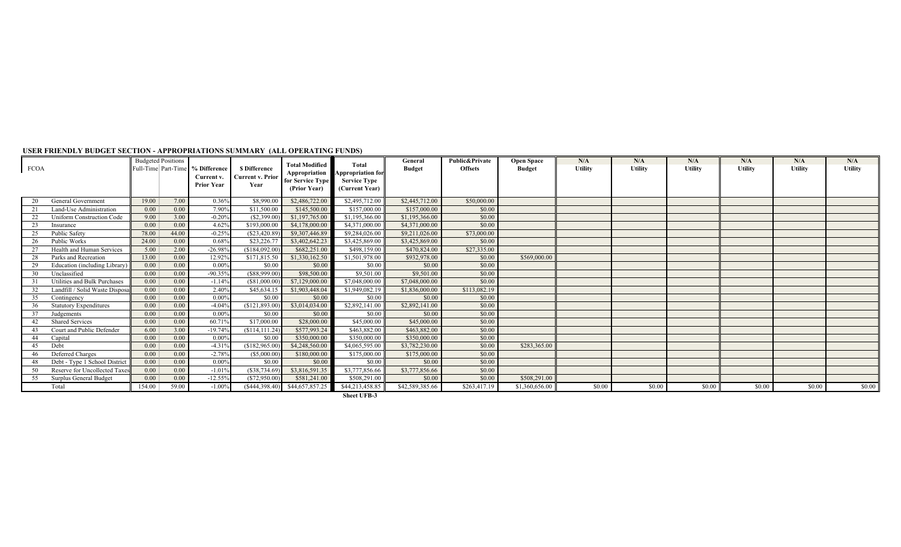**USER FRIENDLY BUDGET SECTION - APPROPRIATIONS SUMMARY (ALL OPERATING FUNDS)**

| FCOA | | Budgeted Positions Full-Time | Budgeted Positions Part-Time | % Difference Current v. Prior Year | $ Difference Current v. Prior Year | Total Modified Appropriation for Service Type (Prior Year) | Total Appropriation for Service Type (Current Year) | General Budget | Public&Private Offsets | Open Space Budget | N/A Utility | N/A Utility | N/A Utility | N/A Utility | N/A Utility | N/A Utility |
|---|---|---|---|---|---|---|---|---|---|---|---|---|---|---|---|---|
| 20 | General Government | 19.00 | 7.00 | 0.36% | $8,990.00 | $2,486,722.00 | $2,495,712.00 | $2,445,712.00 | $50,000.00 | | | | | | | |
| 21 | Land-Use Administration | 0.00 | 0.00 | 7.90% | $11,500.00 | $145,500.00 | $157,000.00 | $157,000.00 | $0.00 | | | | | | | |
| 22 | Uniform Construction Code | 9.00 | 3.00 | -0.20% | ($2,399.00) | $1,197,765.00 | $1,195,366.00 | $1,195,366.00 | $0.00 | | | | | | | |
| 23 | Insurance | 0.00 | 0.00 | 4.62% | $193,000.00 | $4,178,000.00 | $4,371,000.00 | $4,371,000.00 | $0.00 | | | | | | | |
| 25 | Public Safety | 78.00 | 44.00 | -0.25% | ($23,420.89) | $9,307,446.89 | $9,284,026.00 | $9,211,026.00 | $73,000.00 | | | | | | | |
| 26 | Public Works | 24.00 | 0.00 | 0.68% | $23,226.77 | $3,402,642.23 | $3,425,869.00 | $3,425,869.00 | $0.00 | | | | | | | |
| 27 | Health and Human Services | 5.00 | 2.00 | -26.98% | ($184,092.00) | $682,251.00 | $498,159.00 | $470,824.00 | $27,335.00 | | | | | | | |
| 28 | Parks and Recreation | 13.00 | 0.00 | 12.92% | $171,815.50 | $1,330,162.50 | $1,501,978.00 | $932,978.00 | $0.00 | $569,000.00 | | | | | | |
| 29 | Education (including Library) | 0.00 | 0.00 | 0.00% | $0.00 | $0.00 | $0.00 | $0.00 | $0.00 | | | | | | | |
| 30 | Unclassified | 0.00 | 0.00 | -90.35% | ($88,999.00) | $98,500.00 | $9,501.00 | $9,501.00 | $0.00 | | | | | | | |
| 31 | Utilities and Bulk Purchases | 0.00 | 0.00 | -1.14% | ($81,000.00) | $7,129,000.00 | $7,048,000.00 | $7,048,000.00 | $0.00 | | | | | | | |
| 32 | Landfill / Solid Waste Disposa | 0.00 | 0.00 | 2.40% | $45,634.15 | $1,903,448.04 | $1,949,082.19 | $1,836,000.00 | $113,082.19 | | | | | | | |
| 35 | Contingency | 0.00 | 0.00 | 0.00% | $0.00 | $0.00 | $0.00 | $0.00 | $0.00 | | | | | | | |
| 36 | Statutory Expenditures | 0.00 | 0.00 | -4.04% | ($121,893.00) | $3,014,034.00 | $2,892,141.00 | $2,892,141.00 | $0.00 | | | | | | | |
| 37 | Judgements | 0.00 | 0.00 | 0.00% | $0.00 | $0.00 | $0.00 | $0.00 | $0.00 | | | | | | | |
| 42 | Shared Services | 0.00 | 0.00 | 60.71% | $17,000.00 | $28,000.00 | $45,000.00 | $45,000.00 | $0.00 | | | | | | | |
| 43 | Court and Public Defender | 6.00 | 3.00 | -19.74% | ($114,111.24) | $577,993.24 | $463,882.00 | $463,882.00 | $0.00 | | | | | | | |
| 44 | Capital | 0.00 | 0.00 | 0.00% | $0.00 | $350,000.00 | $350,000.00 | $350,000.00 | $0.00 | | | | | | | |
| 45 | Debt | 0.00 | 0.00 | -4.31% | ($182,965.00) | $4,248,560.00 | $4,065,595.00 | $3,782,230.00 | $0.00 | $283,365.00 | | | | | | |
| 46 | Deferred Charges | 0.00 | 0.00 | -2.78% | ($5,000.00) | $180,000.00 | $175,000.00 | $175,000.00 | $0.00 | | | | | | | |
| 48 | Debt - Type 1 School District | 0.00 | 0.00 | 0.00% | $0.00 | $0.00 | $0.00 | $0.00 | $0.00 | | | | | | | |
| 50 | Reserve for Uncollected Taxes | 0.00 | 0.00 | -1.01% | ($38,734.69) | $3,816,591.35 | $3,777,856.66 | $3,777,856.66 | $0.00 | | | | | | | |
| 55 | Surplus General Budget | 0.00 | 0.00 | -12.55% | ($72,950.00) | $581,241.00 | $508,291.00 | $0.00 | $0.00 | $508,291.00 | | | | | | |
| | Total | 154.00 | 59.00 | -1.00% | ($444,398.40) | $44,657,857.25 | $44,213,458.85 | $42,589,385.66 | $263,417.19 | $1,360,656.00 | $0.00 | $0.00 | $0.00 | $0.00 | $0.00 | $0.00 |

**Sheet UFB-3**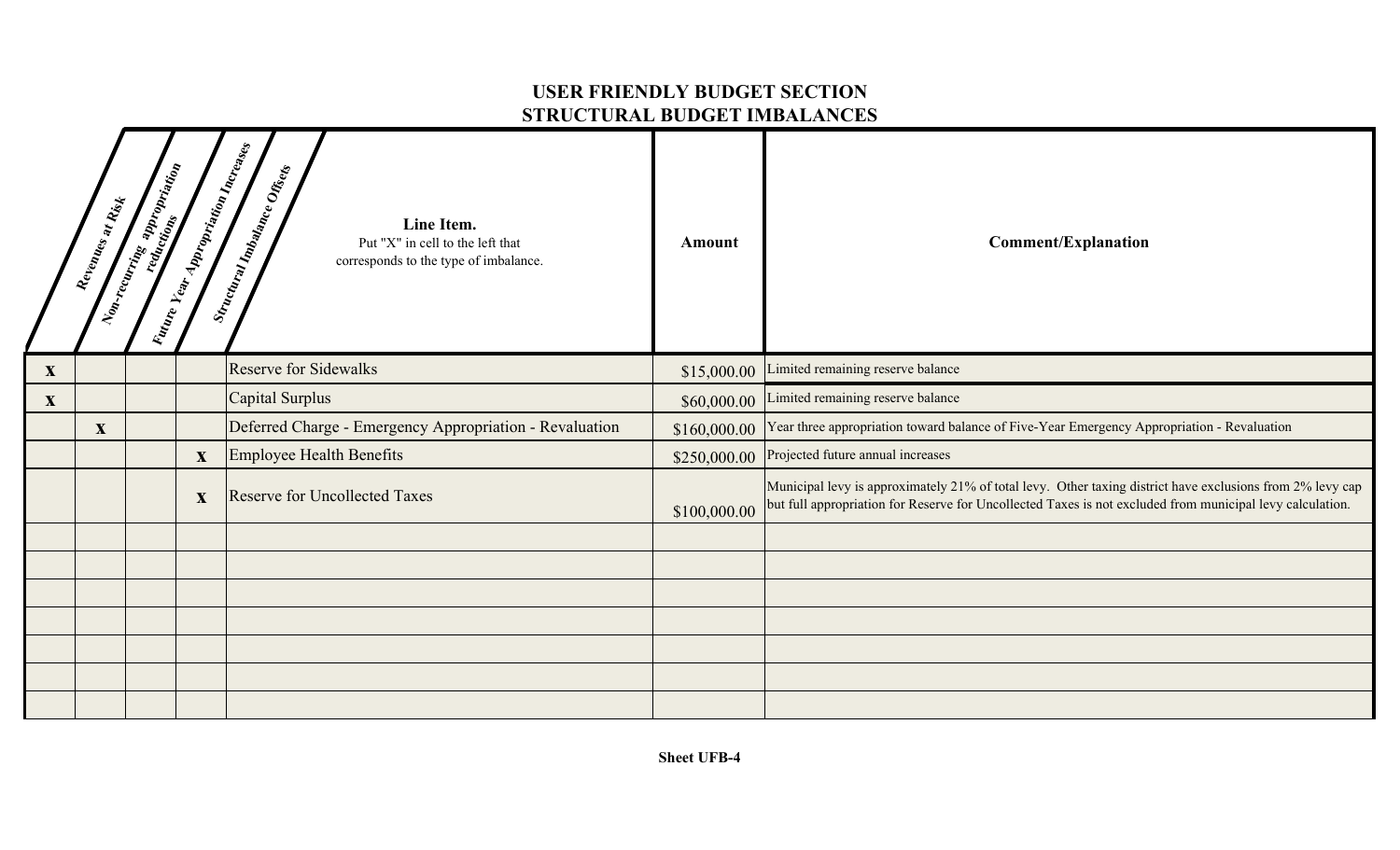# USER FRIENDLY BUDGET SECTION
## STRUCTURAL BUDGET IMBALANCES

| Revenues at Risk | Non-recurring appropriation reductions | Future Year Appropriation Increases | Structural Imbalance Offsets | **Line Item.** Put "X" in cell to the left that corresponds to the type of imbalance. | **Amount** | **Comment/Explanation** |
|---|---|---|---|---|---|---|
| X | | | | Reserve for Sidewalks | $15,000.00 | Limited remaining reserve balance |
| X | | | | Capital Surplus | $60,000.00 | Limited remaining reserve balance |
| | X | | | Deferred Charge - Emergency Appropriation - Revaluation | $160,000.00 | Year three appropriation toward balance of Five-Year Emergency Appropriation - Revaluation |
| | | | X | Employee Health Benefits | $250,000.00 | Projected future annual increases |
| | | | X | Reserve for Uncollected Taxes | $100,000.00 | Municipal levy is approximately 21% of total levy. Other taxing district have exclusions from 2% levy cap but full appropriation for Reserve for Uncollected Taxes is not excluded from municipal levy calculation. |
| | | | | | | |
| | | | | | | |
| | | | | | | |
| | | | | | | |
| | | | | | | |
| | | | | | | |
| | | | | | | |

**Sheet UFB-4**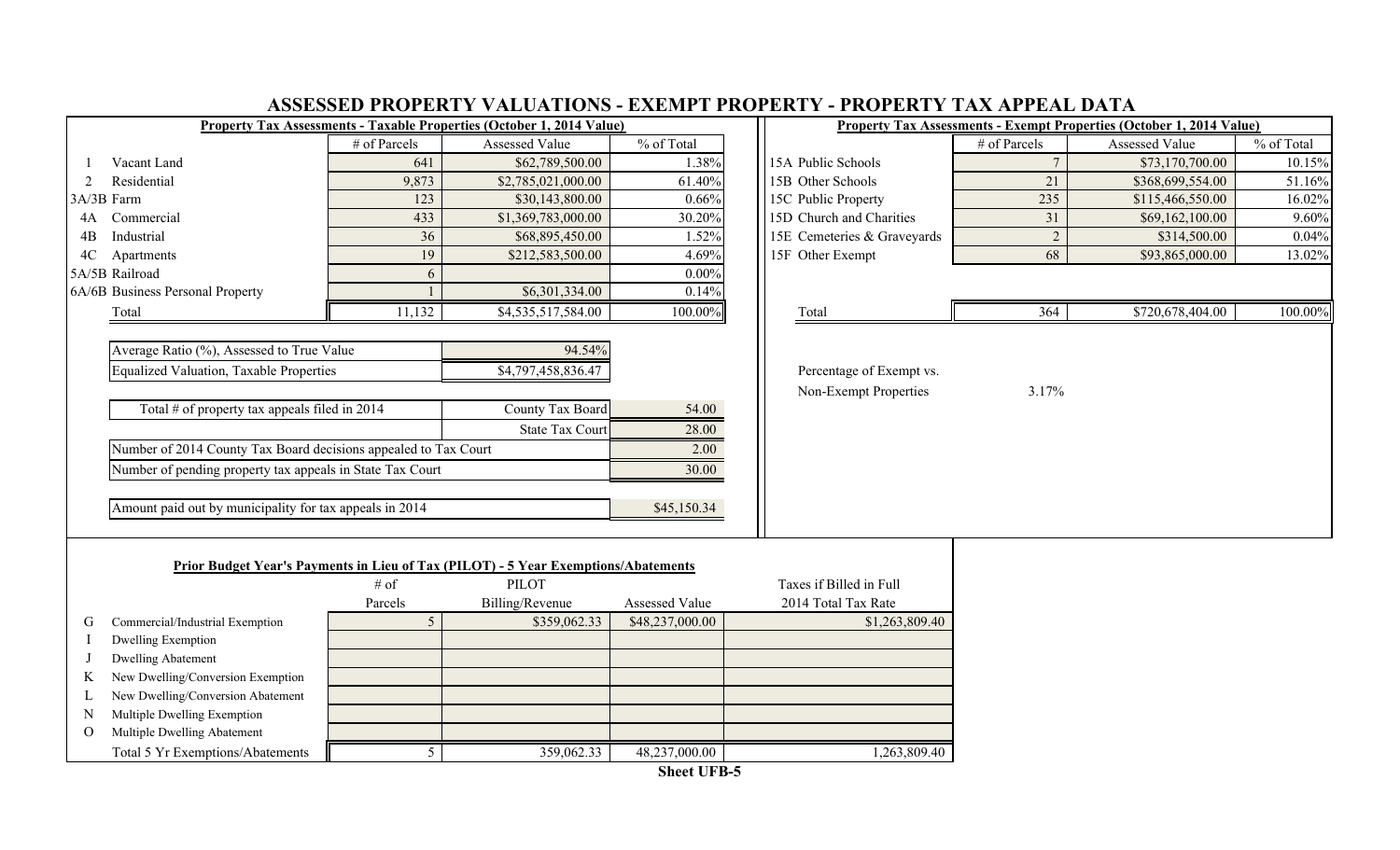# ASSESSED PROPERTY VALUATIONS - EXEMPT PROPERTY - PROPERTY TAX APPEAL DATA

**Property Tax Assessments - Taxable Properties (October 1, 2014 Value)**

| | | # of Parcels | Assessed Value | % of Total |
|---|---|---|---|---|
| 1 | Vacant Land | 641 | $62,789,500.00 | 1.38% |
| 2 | Residential | 9,873 | $2,785,021,000.00 | 61.40% |
| 3A/3B | Farm | 123 | $30,143,800.00 | 0.66% |
| 4A | Commercial | 433 | $1,369,783,000.00 | 30.20% |
| 4B | Industrial | 36 | $68,895,450.00 | 1.52% |
| 4C | Apartments | 19 | $212,583,500.00 | 4.69% |
| 5A/5B | Railroad | 6 | | 0.00% |
| 6A/6B | Business Personal Property | 1 | $6,301,334.00 | 0.14% |
| | Total | 11,132 | $4,535,517,584.00 | 100.00% |

| | |
|---|---|
| Average Ratio (%), Assessed to True Value | 94.54% |
| Equalized Valuation, Taxable Properties | $4,797,458,836.47 |

| | | |
|---|---|---|
| Total # of property tax appeals filed in 2014 | County Tax Board | 54.00 |
| | State Tax Court | 28.00 |
| Number of 2014 County Tax Board decisions appealed to Tax Court | | 2.00 |
| Number of pending property tax appeals in State Tax Court | | 30.00 |

| | |
|---|---|
| Amount paid out by municipality for tax appeals in 2014 | $45,150.34 |

**Property Tax Assessments - Exempt Properties (October 1, 2014 Value)**

| | | # of Parcels | Assessed Value | % of Total |
|---|---|---|---|---|
| 15A | Public Schools | 7 | $73,170,700.00 | 10.15% |
| 15B | Other Schools | 21 | $368,699,554.00 | 51.16% |
| 15C | Public Property | 235 | $115,466,550.00 | 16.02% |
| 15D | Church and Charities | 31 | $69,162,100.00 | 9.60% |
| 15E | Cemeteries & Graveyards | 2 | $314,500.00 | 0.04% |
| 15F | Other Exempt | 68 | $93,865,000.00 | 13.02% |
| | Total | 364 | $720,678,404.00 | 100.00% |

Percentage of Exempt vs. Non-Exempt Properties: 3.17%

**Prior Budget Year's Payments in Lieu of Tax (PILOT) - 5 Year Exemptions/Abatements**

| | | # of Parcels | PILOT Billing/Revenue | Assessed Value | Taxes if Billed in Full 2014 Total Tax Rate |
|---|---|---|---|---|---|
| G | Commercial/Industrial Exemption | 5 | $359,062.33 | $48,237,000.00 | $1,263,809.40 |
| I | Dwelling Exemption | | | | |
| J | Dwelling Abatement | | | | |
| K | New Dwelling/Conversion Exemption | | | | |
| L | New Dwelling/Conversion Abatement | | | | |
| N | Multiple Dwelling Exemption | | | | |
| O | Multiple Dwelling Abatement | | | | |
| | Total 5 Yr Exemptions/Abatements | 5 | 359,062.33 | 48,237,000.00 | 1,263,809.40 |

Sheet UFB-5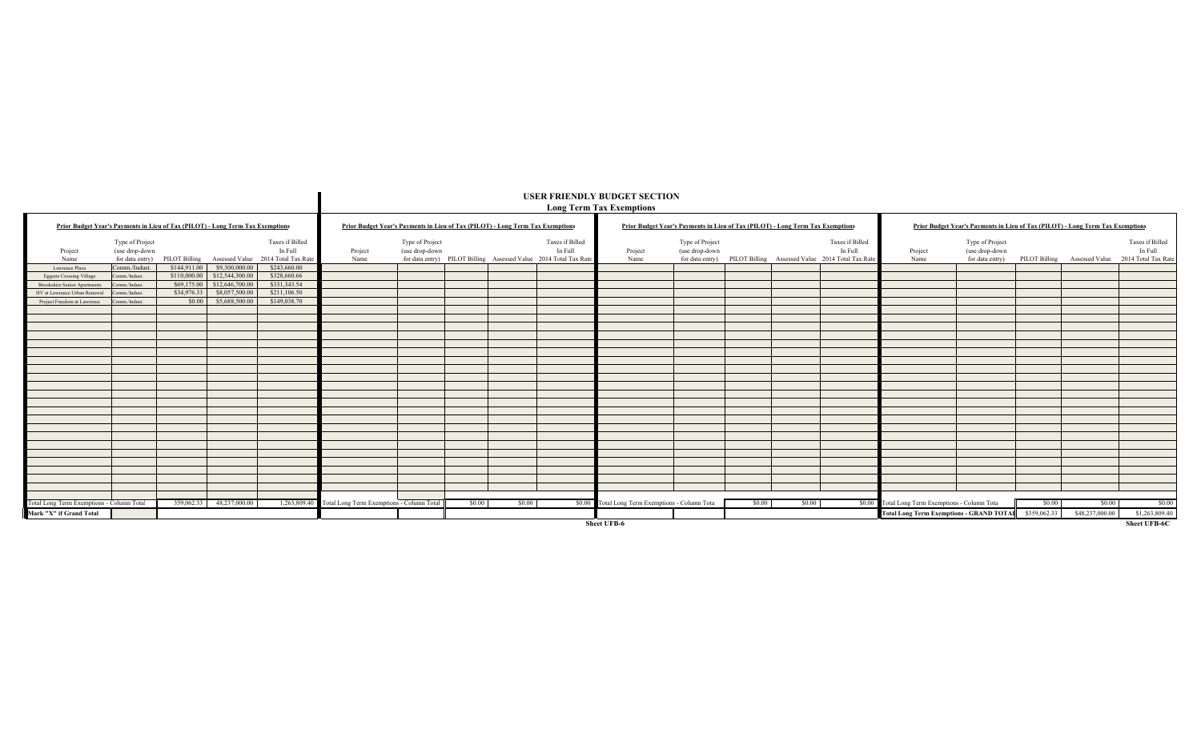# USER FRIENDLY BUDGET SECTION

## Long Term Tax Exemptions

**Prior Budget Year's Payments in Lieu of Tax (PILOT) - Long Term Tax Exemptions**

| Project Name | Type of Project (use drop-down for data entry) | PILOT Billing | Assessed Value | Taxes if Billed In Full 2014 Total Tax Rate |
|---|---|---|---|---|
| Lawrence Plaza | Comm./Indust. | $144,911.00 | $9,300,000.00 | $243,660.00 |
| Eggerts Crossing Village | Comm./Indust. | $110,000.00 | $12,544,300.00 | $328,660.66 |
| Brookshire Senior Apartments | Comm./Indust. | $69,175.00 | $12,646,700.00 | $331,343.54 |
| HV at Lawrence Urban Renewal | Comm./Indust. | $34,976.33 | $8,057,500.00 | $211,106.50 |
| Project Freedom at Lawrence | Comm./Indust. | $0.00 | $5,688,500.00 | $149,038.70 |
| Total Long Term Exemptions - Column Total | | 359,062.33 | 48,237,000.00 | 1,263,809.40 |
| Mark "X" if Grand Total | | | | |

**Prior Budget Year's Payments in Lieu of Tax (PILOT) - Long Term Tax Exemptions**

| Project Name | Type of Project (use drop-down for data entry) | PILOT Billing | Assessed Value | Taxes if Billed In Full 2014 Total Tax Rate |
|---|---|---|---|---|
| Total Long Term Exemptions - Column Total | | $0.00 | $0.00 | $0.00 |

**Prior Budget Year's Payments in Lieu of Tax (PILOT) - Long Term Tax Exemptions**

| Project Name | Type of Project (use drop-down for data entry) | PILOT Billing | Assessed Value | Taxes if Billed In Full 2014 Total Tax Rate |
|---|---|---|---|---|
| Total Long Term Exemptions - Column Tota | | $0.00 | $0.00 | $0.00 |

Sheet UFB-6

**Prior Budget Year's Payments in Lieu of Tax (PILOT) - Long Term Tax Exemptions**

| Project Name | Type of Project (use drop-down for data entry) | PILOT Billing | Assessed Value | Taxes if Billed In Full 2014 Total Tax Rate |
|---|---|---|---|---|
| Total Long Term Exemptions - Column Tota | | $0.00 | $0.00 | $0.00 |
| Total Long Term Exemptions - GRAND TOTAL | | $359,062.33 | $48,237,000.00 | $1,263,809.40 |

Sheet UFB-6C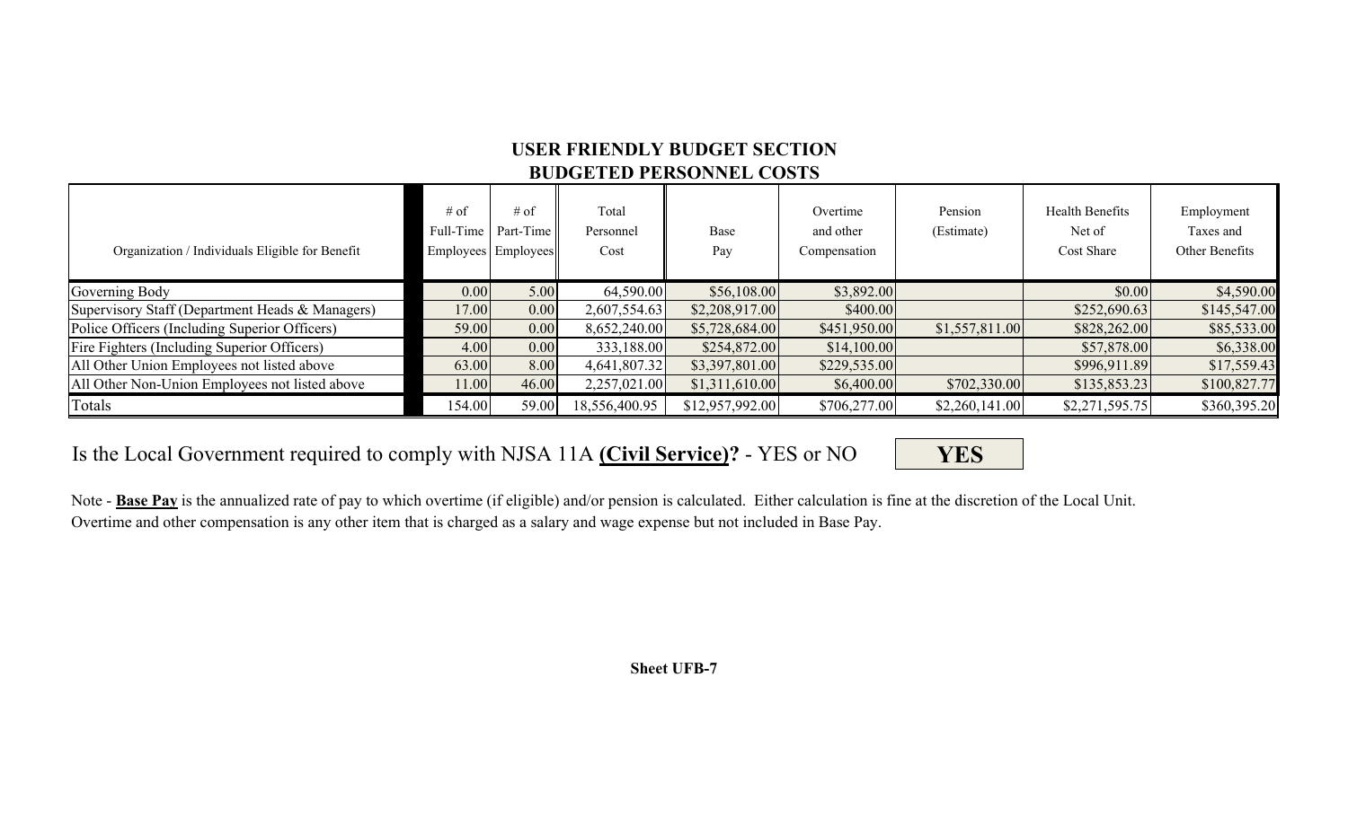## USER FRIENDLY BUDGET SECTION
## BUDGETED PERSONNEL COSTS

| Organization / Individuals Eligible for Benefit | # of Full-Time Employees | # of Part-Time Employees | Total Personnel Cost | Base Pay | Overtime and other Compensation | Pension (Estimate) | Health Benefits Net of Cost Share | Employment Taxes and Other Benefits |
|---|---|---|---|---|---|---|---|---|
| Governing Body | 0.00 | 5.00 | 64,590.00 | $56,108.00 | $3,892.00 | | $0.00 | $4,590.00 |
| Supervisory Staff (Department Heads & Managers) | 17.00 | 0.00 | 2,607,554.63 | $2,208,917.00 | $400.00 | | $252,690.63 | $145,547.00 |
| Police Officers (Including Superior Officers) | 59.00 | 0.00 | 8,652,240.00 | $5,728,684.00 | $451,950.00 | $1,557,811.00 | $828,262.00 | $85,533.00 |
| Fire Fighters (Including Superior Officers) | 4.00 | 0.00 | 333,188.00 | $254,872.00 | $14,100.00 | | $57,878.00 | $6,338.00 |
| All Other Union Employees not listed above | 63.00 | 8.00 | 4,641,807.32 | $3,397,801.00 | $229,535.00 | | $996,911.89 | $17,559.43 |
| All Other Non-Union Employees not listed above | 11.00 | 46.00 | 2,257,021.00 | $1,311,610.00 | $6,400.00 | $702,330.00 | $135,853.23 | $100,827.77 |
| Totals | 154.00 | 59.00 | 18,556,400.95 | $12,957,992.00 | $706,277.00 | $2,260,141.00 | $2,271,595.75 | $360,395.20 |

Is the Local Government required to comply with NJSA 11A **Civil Service**? - YES or NO **YES**

Note - **Base Pay** is the annualized rate of pay to which overtime (if eligible) and/or pension is calculated. Either calculation is fine at the discretion of the Local Unit. Overtime and other compensation is any other item that is charged as a salary and wage expense but not included in Base Pay.

**Sheet UFB-7**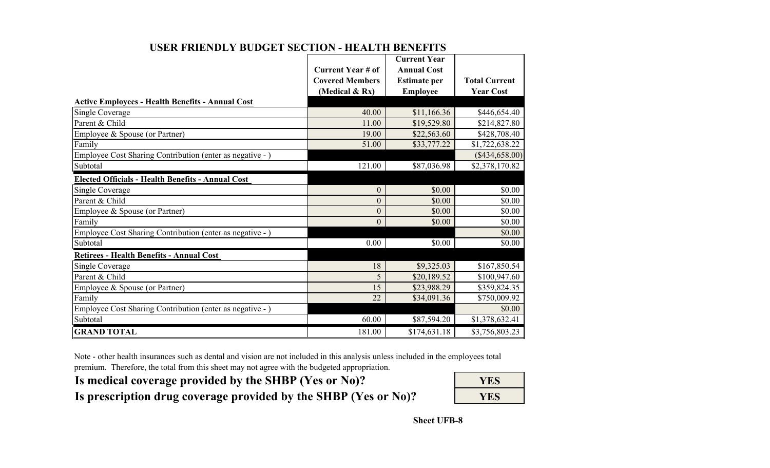## USER FRIENDLY BUDGET SECTION - HEALTH BENEFITS

| | Current Year # of Covered Members (Medical & Rx) | Current Year Annual Cost Estimate per Employee | Total Current Year Cost |
|---|---|---|---|
| **Active Employees - Health Benefits - Annual Cost** | | | |
| Single Coverage | 40.00 | $11,166.36 | $446,654.40 |
| Parent & Child | 11.00 | $19,529.80 | $214,827.80 |
| Employee & Spouse (or Partner) | 19.00 | $22,563.60 | $428,708.40 |
| Family | 51.00 | $33,777.22 | $1,722,638.22 |
| Employee Cost Sharing Contribution (enter as negative - ) | | | ($434,658.00) |
| Subtotal | 121.00 | $87,036.98 | $2,378,170.82 |
| **Elected Officials - Health Benefits - Annual Cost** | | | |
| Single Coverage | 0 | $0.00 | $0.00 |
| Parent & Child | 0 | $0.00 | $0.00 |
| Employee & Spouse (or Partner) | 0 | $0.00 | $0.00 |
| Family | 0 | $0.00 | $0.00 |
| Employee Cost Sharing Contribution (enter as negative - ) | | | $0.00 |
| Subtotal | 0.00 | $0.00 | $0.00 |
| **Retirees - Health Benefits - Annual Cost** | | | |
| Single Coverage | 18 | $9,325.03 | $167,850.54 |
| Parent & Child | 5 | $20,189.52 | $100,947.60 |
| Employee & Spouse (or Partner) | 15 | $23,988.29 | $359,824.35 |
| Family | 22 | $34,091.36 | $750,009.92 |
| Employee Cost Sharing Contribution (enter as negative - ) | | | $0.00 |
| Subtotal | 60.00 | $87,594.20 | $1,378,632.41 |
| **GRAND TOTAL** | 181.00 | $174,631.18 | $3,756,803.23 |

Note - other health insurances such as dental and vision are not included in this analysis unless included in the employees total premium. Therefore, the total from this sheet may not agree with the budgeted appropriation.

| | |
|---|---|
| **Is medical coverage provided by the SHBP (Yes or No)?** | **YES** |
| **Is prescription drug coverage provided by the SHBP (Yes or No)?** | **YES** |

**Sheet UFB-8**